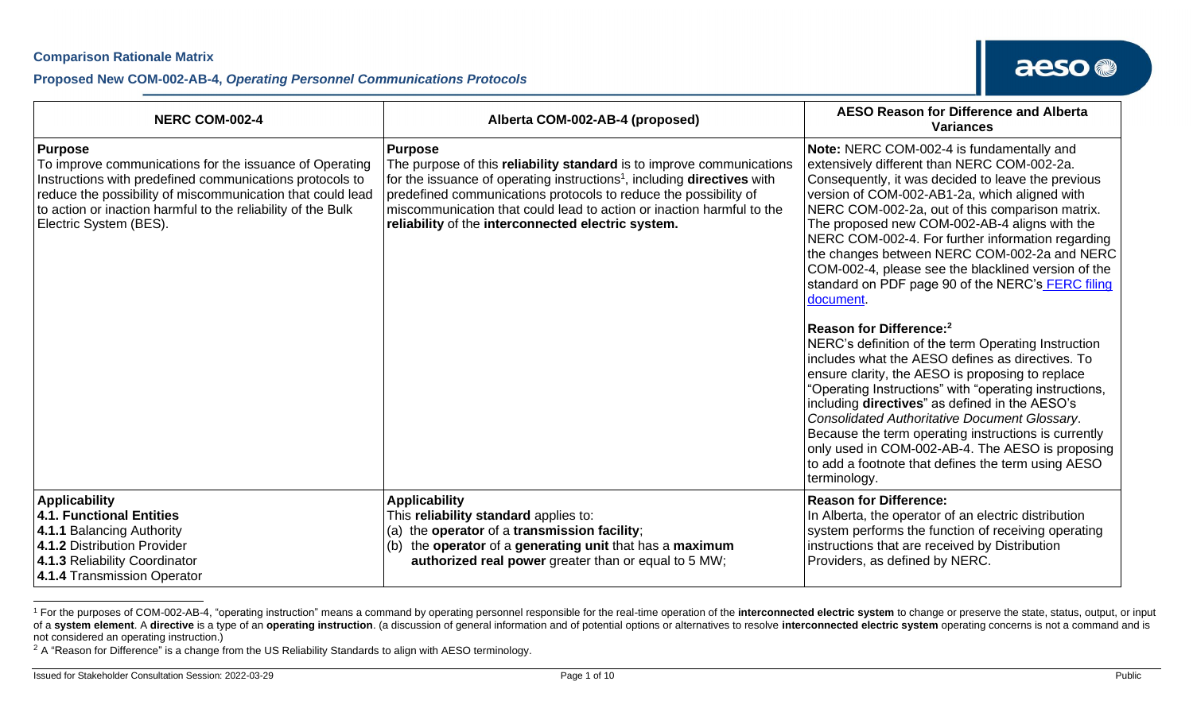**Comparison Rationale Matrix**

**Proposed New COM-002-AB-4, *Operating Personnel Communications Protocols***

| NERC COM-002-4 | Alberta COM-002-AB-4 (proposed) | AESO Reason for Difference and Alberta Variances |
|---|---|---|
| **Purpose**<br>To improve communications for the issuance of Operating Instructions with predefined communications protocols to reduce the possibility of miscommunication that could lead to action or inaction harmful to the reliability of the Bulk Electric System (BES). | **Purpose**<br>The purpose of this **reliability standard** is to improve communications for the issuance of operating instructions[1], including **directives** with predefined communications protocols to reduce the possibility of miscommunication that could lead to action or inaction harmful to the **reliability** of the **interconnected electric system.** | **Note:** NERC COM-002-4 is fundamentally and extensively different than NERC COM-002-2a. Consequently, it was decided to leave the previous version of COM-002-AB1-2a, which aligned with NERC COM-002-2a, out of this comparison matrix. The proposed new COM-002-AB-4 aligns with the NERC COM-002-4. For further information regarding the changes between NERC COM-002-2a and NERC COM-002-4, please see the blacklined version of the standard on PDF page 90 of the NERC's [FERC filing document](). <br><br>**Reason for Difference:[2]**<br>NERC's definition of the term Operating Instruction includes what the AESO defines as directives. To ensure clarity, the AESO is proposing to replace "Operating Instructions" with "operating instructions, including **directives**" as defined in the AESO's *Consolidated Authoritative Document Glossary*. Because the term operating instructions is currently only used in COM-002-AB-4. The AESO is proposing to add a footnote that defines the term using AESO terminology. |
| **Applicability**<br>**4.1. Functional Entities**<br>**4.1.1** Balancing Authority<br>**4.1.2** Distribution Provider<br>**4.1.3** Reliability Coordinator<br>**4.1.4** Transmission Operator | **Applicability**<br>This **reliability standard** applies to:<br>(a) the **operator** of a **transmission facility**;<br>(b) the **operator** of a **generating unit** that has a **maximum authorized real power** greater than or equal to 5 MW; | **Reason for Difference:**<br>In Alberta, the operator of an electric distribution system performs the function of receiving operating instructions that are received by Distribution Providers, as defined by NERC. |

[1] For the purposes of COM-002-AB-4, "operating instruction" means a command by operating personnel responsible for the real-time operation of the **interconnected electric system** to change or preserve the state, status, output, or input of a **system element**. A **directive** is a type of an **operating instruction**. (a discussion of general information and of potential options or alternatives to resolve **interconnected electric system** operating concerns is not a command and is not considered an operating instruction.)

[2] A "Reason for Difference" is a change from the US Reliability Standards to align with AESO terminology.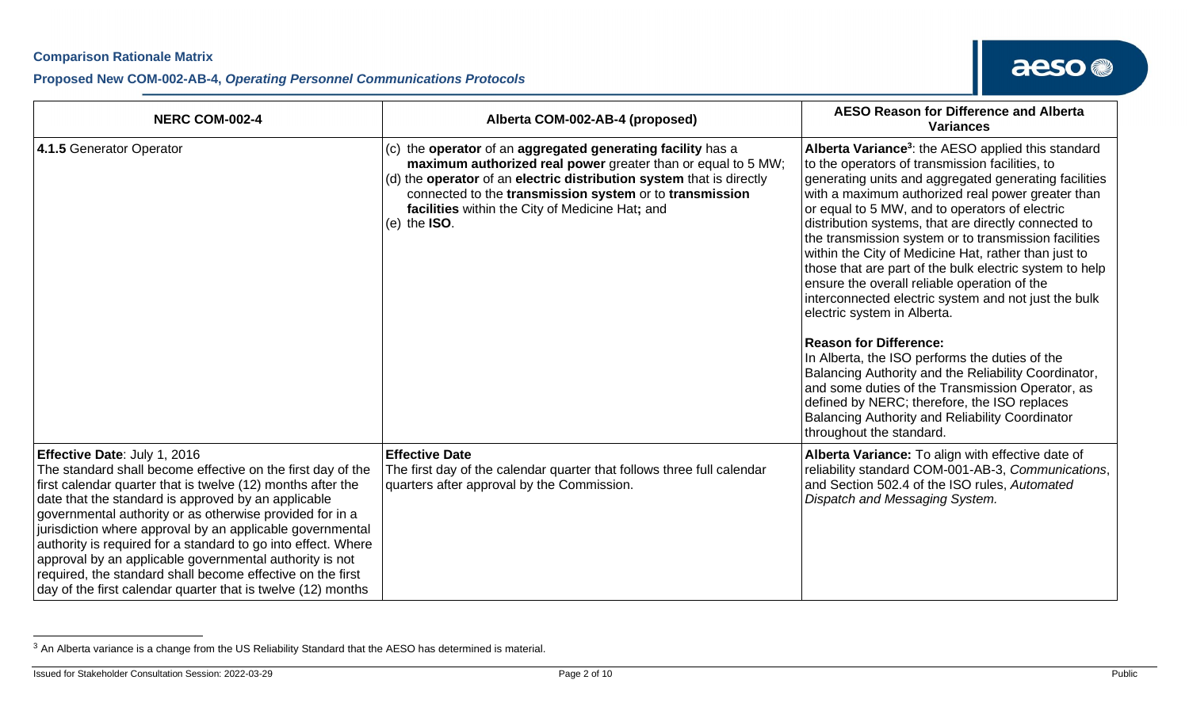| NERC COM-002-4 | Alberta COM-002-AB-4 (proposed) | AESO Reason for Difference and Alberta Variances |
|---|---|---|
| **4.1.5** Generator Operator | (c) the **operator** of an **aggregated generating facility** has a **maximum authorized real power** greater than or equal to 5 MW;<br>(d) the **operator** of an **electric distribution system** that is directly connected to the **transmission system** or to **transmission facilities** within the City of Medicine Hat**;** and<br>(e) the **ISO**. | **Alberta Variance**[3]: the AESO applied this standard to the operators of transmission facilities, to generating units and aggregated generating facilities with a maximum authorized real power greater than or equal to 5 MW, and to operators of electric distribution systems, that are directly connected to the transmission system or transmission facilities within the City of Medicine Hat, rather than just to those that are part of the bulk electric system to help ensure the overall reliable operation of the interconnected electric system and not just the bulk electric system in Alberta.<br><br>**Reason for Difference:**<br>In Alberta, the ISO performs the duties of the Balancing Authority and the Reliability Coordinator, and some duties of the Transmission Operator, as defined by NERC; therefore, the ISO replaces Balancing Authority and Reliability Coordinator throughout the standard. |
| **Effective Date**: July 1, 2016<br>The standard shall become effective on the first day of the first calendar quarter that is twelve (12) months after the date that the standard is approved by an applicable governmental authority or as otherwise provided for in a jurisdiction where approval by an applicable governmental authority is required for a standard to go into effect. Where approval by an applicable governmental authority is not required, the standard shall become effective on the first day of the first calendar quarter that is twelve (12) months | **Effective Date**<br>The first day of the calendar quarter that follows three full calendar quarters after approval by the Commission. | **Alberta Variance:** To align with effective date of reliability standard COM-001-AB-3, *Communications*, and Section 502.4 of the ISO rules, *Automated Dispatch and Messaging System*. |

[3] An Alberta variance is a change from the US Reliability Standard that the AESO has determined is material.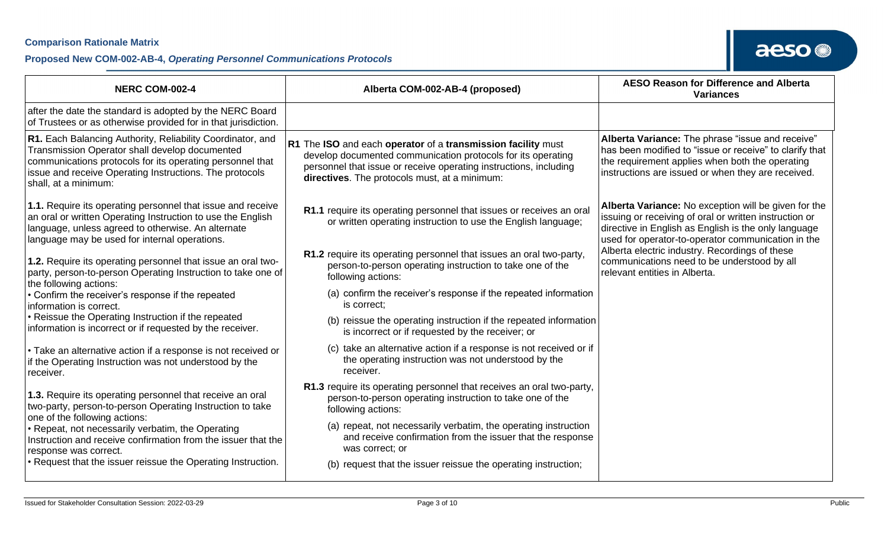| NERC COM-002-4 | Alberta COM-002-AB-4 (proposed) | AESO Reason for Difference and Alberta Variances |
| --- | --- | --- |
| after the date the standard is adopted by the NERC Board of Trustees or as otherwise provided for in that jurisdiction. | | |
| **R1.** Each Balancing Authority, Reliability Coordinator, and Transmission Operator shall develop documented communications protocols for its operating personnel that issue and receive Operating Instructions. The protocols shall, at a minimum: | **R1** The **ISO** and each **operator** of a **transmission facility** must develop documented communication protocols for its operating personnel that issue or receive operating instructions, including **directives**. The protocols must, at a minimum: | **Alberta Variance:** The phrase "issue and receive" has been modified to "issue or receive" to clarify that the requirement applies when both the operating instructions are issued or when they are received. |
| **1.1.** Require its operating personnel that issue and receive an oral or written Operating Instruction to use the English language, unless agreed to otherwise. An alternate language may be used for internal operations. | **R1.1** require its operating personnel that issues or receives an oral or written operating instruction to use the English language; | **Alberta Variance:** No exception will be given for the issuing or receiving of oral or written instruction or directive in English as English is the only language used for operator-to-operator communication in the Alberta electric industry. Recordings of these communications need to be understood by all relevant entities in Alberta. |
| **1.2.** Require its operating personnel that issue an oral two-party, person-to-person Operating Instruction to take one of the following actions:<br>• Confirm the receiver's response if the repeated information is correct.<br>• Reissue the Operating Instruction if the repeated information is incorrect or if requested by the receiver.<br>• Take an alternative action if a response is not received or if the Operating Instruction was not understood by the receiver. | **R1.2** require its operating personnel that issues an oral two-party, person-to-person operating instruction to take one of the following actions:<br>(a) confirm the receiver's response if the repeated information is correct;<br>(b) reissue the operating instruction if the repeated information is incorrect or if requested by the receiver; or<br>(c) take an alternative action if a response is not received or if the operating instruction was not understood by the receiver. | |
| **1.3.** Require its operating personnel that receive an oral two-party, person-to-person Operating Instruction to take one of the following actions:<br>• Repeat, not necessarily verbatim, the Operating Instruction and receive confirmation from the issuer that the response was correct.<br>• Request that the issuer reissue the Operating Instruction. | **R1.3** require its operating personnel that receives an oral two-party, person-to-person operating instruction to take one of the following actions:<br>(a) repeat, not necessarily verbatim, the operating instruction and receive confirmation from the issuer that the response was correct; or<br>(b) request that the issuer reissue the operating instruction; | |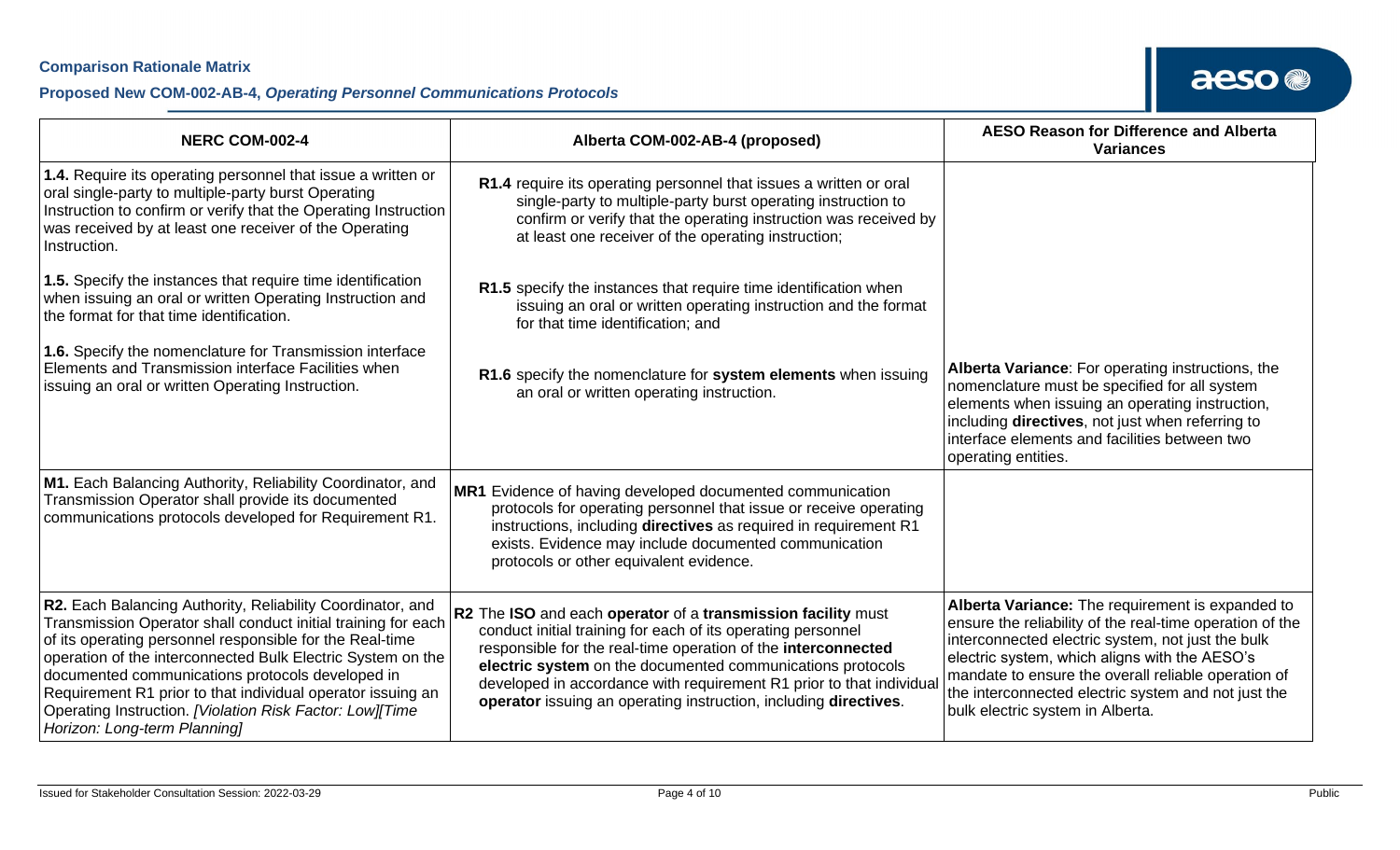| NERC COM-002-4 | Alberta COM-002-AB-4 (proposed) | AESO Reason for Difference and Alberta Variances |
|---|---|---|
| **1.4.** Require its operating personnel that issue a written or oral single-party to multiple-party burst Operating Instruction to confirm or verify that the Operating Instruction was received by at least one receiver of the Operating Instruction. | **R1.4** require its operating personnel that issues a written or oral single-party to multiple-party burst operating instruction to confirm or verify that the operating instruction was received by at least one receiver of the operating instruction; | |
| **1.5.** Specify the instances that require time identification when issuing an oral or written Operating Instruction and the format for that time identification. | **R1.5** specify the instances that require time identification when issuing an oral or written operating instruction and the format for that time identification; and | |
| **1.6.** Specify the nomenclature for Transmission interface Elements and Transmission interface Facilities when issuing an oral or written Operating Instruction. | **R1.6** specify the nomenclature for **system elements** when issuing an oral or written operating instruction. | **Alberta Variance**: For operating instructions, the nomenclature must be specified for all system elements when issuing an operating instruction, including **directives**, not just when referring to interface elements and facilities between two operating entities. |
| **M1.** Each Balancing Authority, Reliability Coordinator, and Transmission Operator shall provide its documented communications protocols developed for Requirement R1. | **MR1** Evidence of having developed documented communication protocols for operating personnel that issue or receive operating instructions, including **directives** as required in requirement R1 exists. Evidence may include documented communication protocols or other equivalent evidence. | |
| **R2.** Each Balancing Authority, Reliability Coordinator, and Transmission Operator shall conduct initial training for each of its operating personnel responsible for the Real-time operation of the interconnected Bulk Electric System on the documented communications protocols developed in Requirement R1 prior to that individual operator issuing an Operating Instruction. *[Violation Risk Factor: Low][Time Horizon: Long-term Planning]* | **R2** The **ISO** and each **operator** of a **transmission facility** must conduct initial training for each of its operating personnel responsible for the real-time operation of the **interconnected electric system** on the documented communications protocols developed in accordance with requirement R1 prior to that individual **operator** issuing an operating instruction, including **directives**. | **Alberta Variance:** The requirement is expanded to ensure the reliability of the real-time operation of the interconnected electric system, not just the bulk electric system, which aligns with the AESO's mandate to ensure the overall reliable operation of the interconnected electric system and not just the bulk electric system in Alberta. |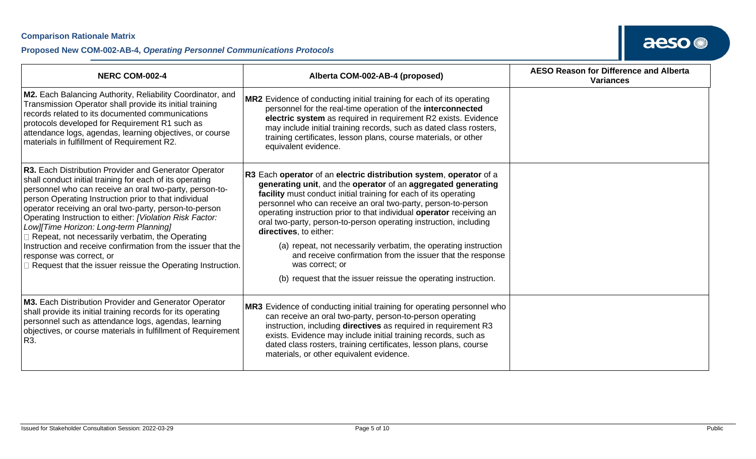| NERC COM-002-4 | Alberta COM-002-AB-4 (proposed) | AESO Reason for Difference and Alberta Variances |
|---|---|---|
| **M2.** Each Balancing Authority, Reliability Coordinator, and Transmission Operator shall provide its initial training records related to its documented communications protocols developed for Requirement R1 such as attendance logs, agendas, learning objectives, or course materials in fulfillment of Requirement R2. | **MR2** Evidence of conducting initial training for each of its operating personnel for the real-time operation of the **interconnected electric system** as required in requirement R2 exists. Evidence may include initial training records, such as dated class rosters, training certificates, lesson plans, course materials, or other equivalent evidence. | |
| **R3.** Each Distribution Provider and Generator Operator shall conduct initial training for each of its operating personnel who can receive an oral two-party, person-to-person Operating Instruction prior to that individual operator receiving an oral two-party, person-to-person Operating Instruction to either: *[Violation Risk Factor: Low][Time Horizon: Long-term Planning]*<br>□ Repeat, not necessarily verbatim, the Operating Instruction and receive confirmation from the issuer that the response was correct, or<br>□ Request that the issuer reissue the Operating Instruction. | **R3** Each **operator** of an **electric distribution system**, **operator** of a **generating unit**, and the **operator** of an **aggregated generating facility** must conduct initial training for each of its operating personnel who can receive an oral two-party, person-to-person operating instruction prior to that individual **operator** receiving an oral two-party, person-to-person operating instruction, including **directives**, to either:<br>(a) repeat, not necessarily verbatim, the operating instruction and receive confirmation from the issuer that the response was correct; or<br>(b) request that the issuer reissue the operating instruction. | |
| **M3.** Each Distribution Provider and Generator Operator shall provide its initial training records for its operating personnel such as attendance logs, agendas, learning objectives, or course materials in fulfillment of Requirement R3. | **MR3** Evidence of conducting initial training for operating personnel who can receive an oral two-party, person-to-person operating instruction, including **directives** as required in requirement R3 exists. Evidence may include initial training records, such as dated class rosters, training certificates, lesson plans, course materials, or other equivalent evidence. | |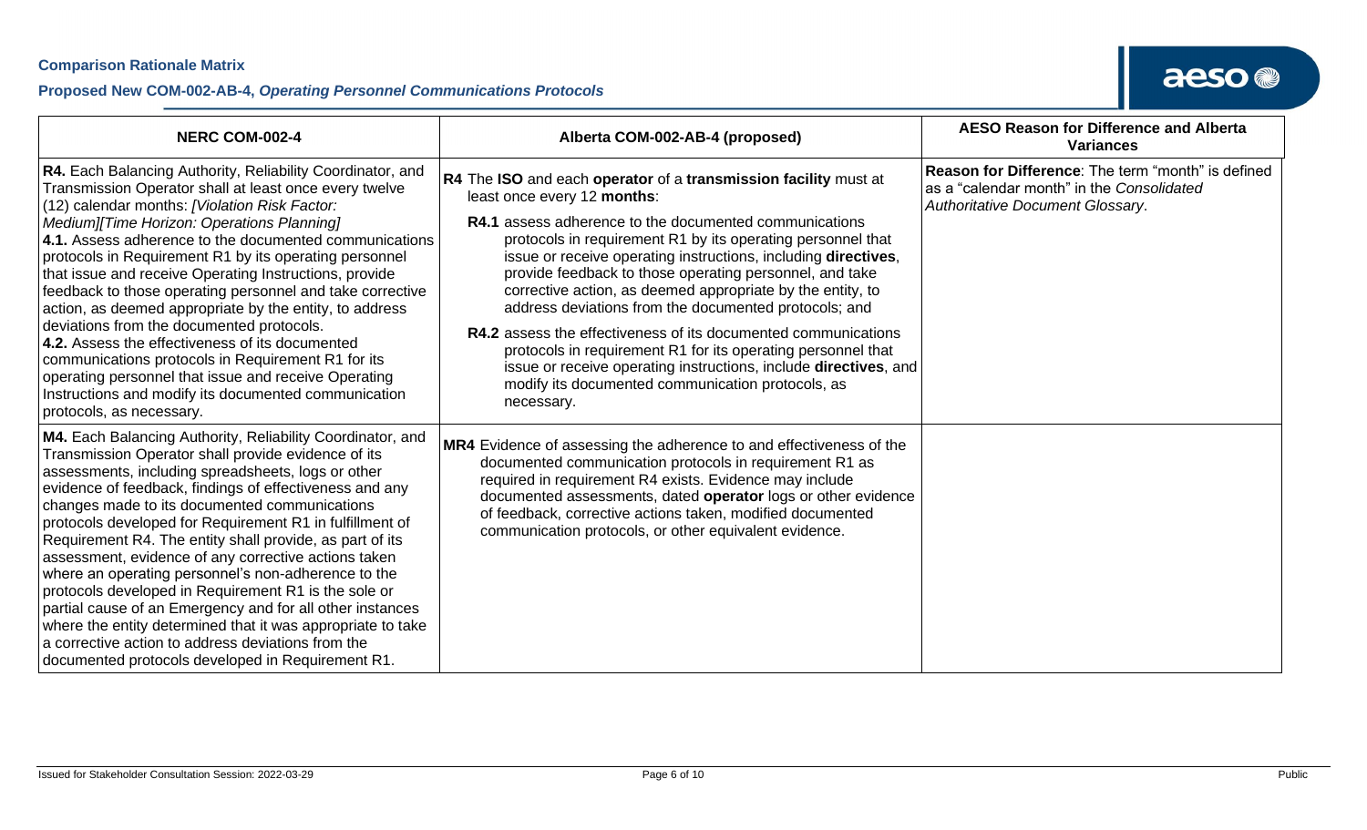| NERC COM-002-4 | Alberta COM-002-AB-4 (proposed) | AESO Reason for Difference and Alberta Variances |
|---|---|---|
| **R4.** Each Balancing Authority, Reliability Coordinator, and Transmission Operator shall at least once every twelve (12) calendar months: *[Violation Risk Factor: Medium][Time Horizon: Operations Planning]* **4.1.** Assess adherence to the documented communications protocols in Requirement R1 by its operating personnel that issue and receive Operating Instructions, provide feedback to those operating personnel and take corrective action, as deemed appropriate by the entity, to address deviations from the documented protocols. **4.2.** Assess the effectiveness of its documented communications protocols in Requirement R1 for its operating personnel that issue and receive Operating Instructions and modify its documented communication protocols, as necessary. | **R4** The **ISO** and each **operator** of a **transmission facility** must at least once every 12 **months**: **R4.1** assess adherence to the documented communications protocols in requirement R1 by its operating personnel that issue or receive operating instructions, including **directives**, provide feedback to those operating personnel, and take corrective action, as deemed appropriate by the entity, to address deviations from the documented protocols; and **R4.2** assess the effectiveness of its documented communications protocols in requirement R1 for its operating personnel that issue or receive operating instructions, include **directives**, and modify its documented communication protocols, as necessary. | **Reason for Difference**: The term "month" is defined as a "calendar month" in the *Consolidated Authoritative Document Glossary*. |
| **M4.** Each Balancing Authority, Reliability Coordinator, and Transmission Operator shall provide evidence of its assessments, including spreadsheets, logs or other evidence of feedback, findings of effectiveness and any changes made to its documented communications protocols developed for Requirement R1 in fulfillment of Requirement R4. The entity shall provide, as part of its assessment, evidence of any corrective actions taken where an operating personnel's non-adherence to the protocols developed in Requirement R1 is the sole or partial cause of an Emergency and for all other instances where the entity determined that it was appropriate to take a corrective action to address deviations from the documented protocols developed in Requirement R1. | **MR4** Evidence of assessing the adherence to and effectiveness of the documented communication protocols in requirement R1 as required in requirement R4 exists. Evidence may include documented assessments, dated **operator** logs or other evidence of feedback, corrective actions taken, modified documented communication protocols, or other equivalent evidence. | |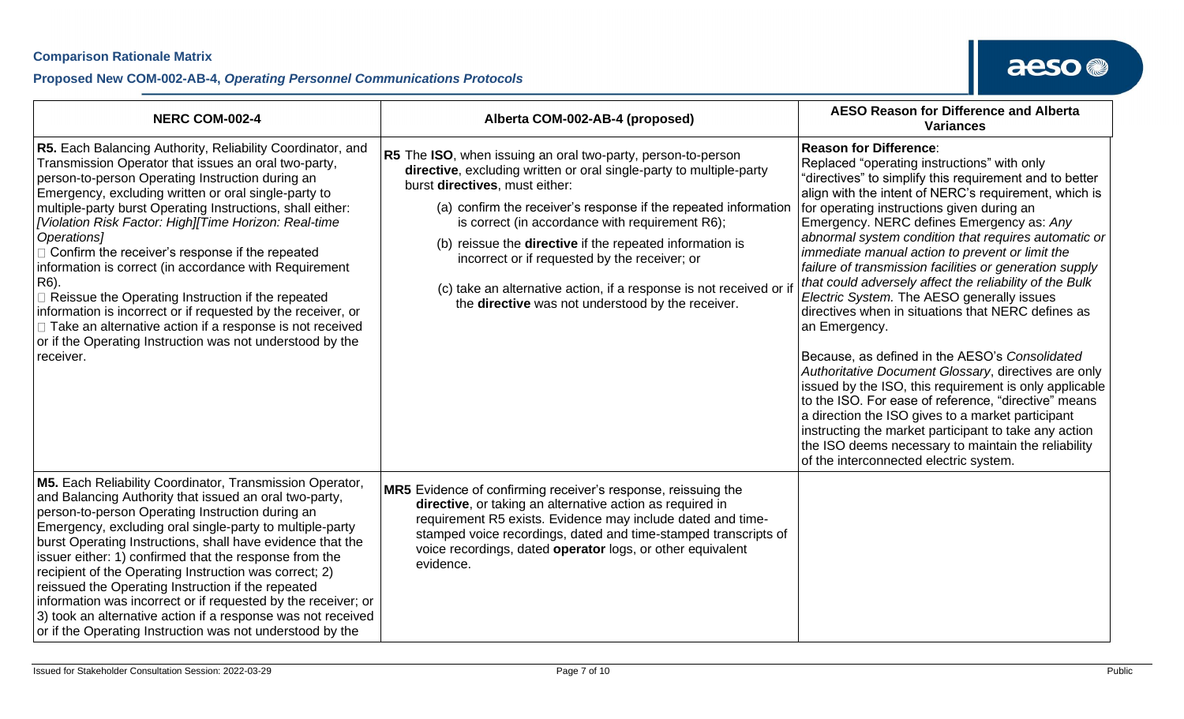| NERC COM-002-4 | Alberta COM-002-AB-4 (proposed) | AESO Reason for Difference and Alberta Variances |
|---|---|---|
| **R5.** Each Balancing Authority, Reliability Coordinator, and Transmission Operator that issues an oral two-party, person-to-person Operating Instruction during an Emergency, excluding written or oral single-party to multiple-party burst Operating Instructions, shall either: *[Violation Risk Factor: High][Time Horizon: Real-time Operations]*<br>□ Confirm the receiver's response if the repeated information is correct (in accordance with Requirement R6).<br>□ Reissue the Operating Instruction if the repeated information is incorrect or if requested by the receiver, or<br>□ Take an alternative action if a response is not received or if the Operating Instruction was not understood by the receiver. | **R5** The **ISO**, when issuing an oral two-party, person-to-person **directive**, excluding written or oral single-party to multiple-party burst **directives**, must either:<br>(a) confirm the receiver's response if the repeated information is correct (in accordance with requirement R6);<br>(b) reissue the **directive** if the repeated information is incorrect or if requested by the receiver; or<br>(c) take an alternative action, if a response is not received or if the **directive** was not understood by the receiver. | **Reason for Difference**:<br>Replaced "operating instructions" with only "directives" to simplify this requirement and to better align with the intent of NERC's requirement, which is for operating instructions given during an Emergency. NERC defines Emergency as: *Any abnormal system condition that requires automatic or immediate manual action to prevent or limit the failure of transmission facilities or generation supply that could adversely affect the reliability of the Bulk Electric System.* The AESO generally issues directives when in situations that NERC defines as an Emergency.<br><br>Because, as defined in the AESO's *Consolidated Authoritative Document Glossary*, directives are only issued by the ISO, this requirement is only applicable to the ISO. For ease of reference, "directive" means a direction the ISO gives to a market participant instructing the market participant to take any action the ISO deems necessary to maintain the reliability of the interconnected electric system. |
| **M5.** Each Reliability Coordinator, Transmission Operator, and Balancing Authority that issued an oral two-party, person-to-person Operating Instruction during an Emergency, excluding oral single-party to multiple-party burst Operating Instructions, shall have evidence that the issuer either: 1) confirmed that the response from the recipient of the Operating Instruction was correct; 2) reissued the Operating Instruction if the repeated information was incorrect or if requested by the receiver; or 3) took an alternative action if a response was not received or if the Operating Instruction was not understood by the | **MR5** Evidence of confirming receiver's response, reissuing the **directive**, or taking an alternative action as required in requirement R5 exists. Evidence may include dated and time-stamped voice recordings, dated and time-stamped transcripts of voice recordings, dated **operator** logs, or other equivalent evidence. | |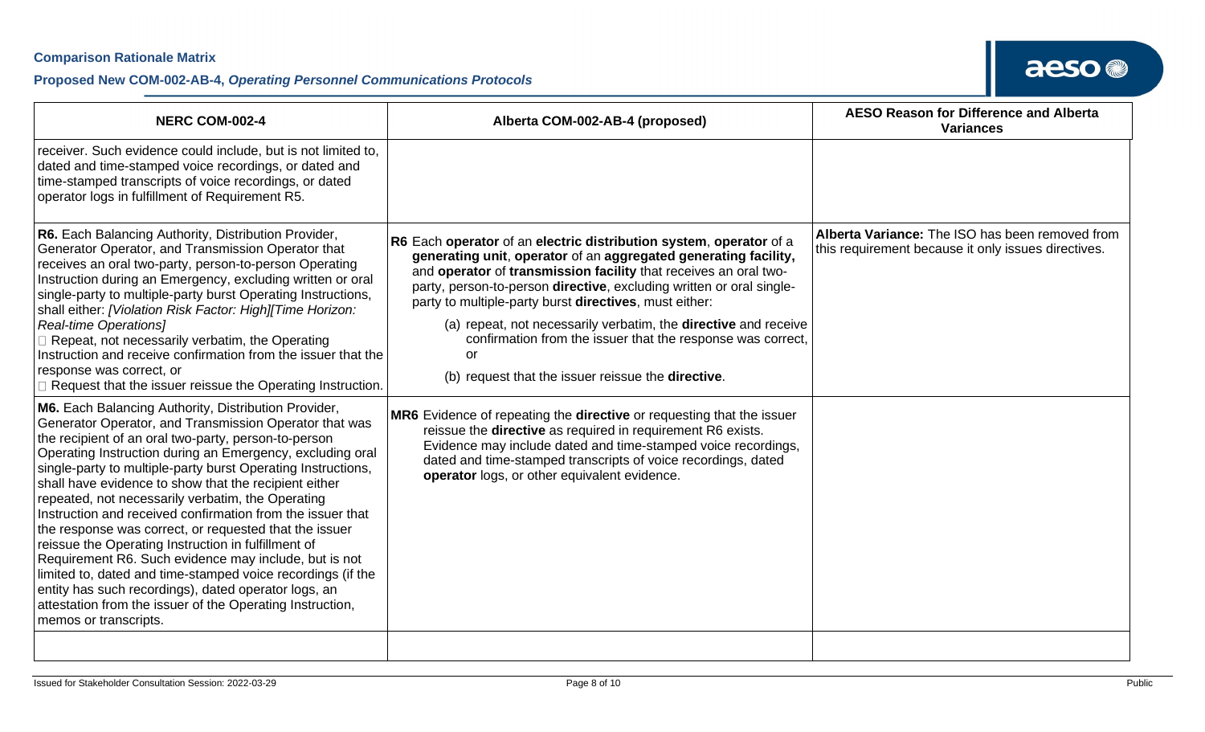| NERC COM-002-4 | Alberta COM-002-AB-4 (proposed) | AESO Reason for Difference and Alberta Variances |
|---|---|---|
| receiver. Such evidence could include, but is not limited to, dated and time-stamped voice recordings, or dated and time-stamped transcripts of voice recordings, or dated operator logs in fulfillment of Requirement R5. | | |
| **R6.** Each Balancing Authority, Distribution Provider, Generator Operator, and Transmission Operator that receives an oral two-party, person-to-person Operating Instruction during an Emergency, excluding written or oral single-party to multiple-party burst Operating Instructions, shall either: *[Violation Risk Factor: High][Time Horizon: Real-time Operations]*<br>□ Repeat, not necessarily verbatim, the Operating Instruction and receive confirmation from the issuer that the response was correct, or<br>□ Request that the issuer reissue the Operating Instruction. | **R6** Each **operator** of an **electric distribution system**, **operator** of a **generating unit**, **operator** of an **aggregated generating facility,** and **operator** of **transmission facility** that receives an oral two-party, person-to-person **directive**, excluding written or oral single-party to multiple-party burst **directives**, must either:<br>(a) repeat, not necessarily verbatim, the **directive** and receive confirmation from the issuer that the response was correct, or<br>(b) request that the issuer reissue the **directive**. | **Alberta Variance:** The ISO has been removed from this requirement because it only issues directives. |
| **M6.** Each Balancing Authority, Distribution Provider, Generator Operator, and Transmission Operator that was the recipient of an oral two-party, person-to-person Operating Instruction during an Emergency, excluding oral single-party to multiple-party burst Operating Instructions, shall have evidence to show that the recipient either repeated, not necessarily verbatim, the Operating Instruction and received confirmation from the issuer that the response was correct, or requested that the issuer reissue the Operating Instruction in fulfillment of Requirement R6. Such evidence may include, but is not limited to, dated and time-stamped voice recordings (if the entity has such recordings), dated operator logs, an attestation from the issuer of the Operating Instruction, memos or transcripts. | **MR6** Evidence of repeating the **directive** or requesting that the issuer reissue the **directive** as required in requirement R6 exists. Evidence may include dated and time-stamped voice recordings, dated and time-stamped transcripts of voice recordings, dated **operator** logs, or other equivalent evidence. | |
| | | |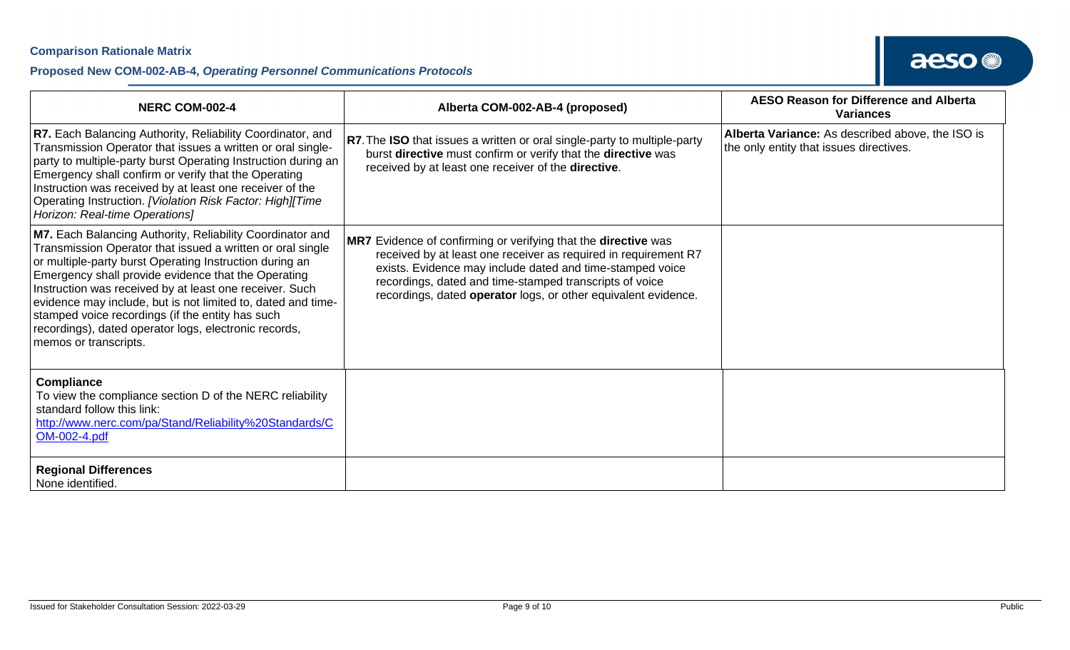| NERC COM-002-4 | Alberta COM-002-AB-4 (proposed) | AESO Reason for Difference and Alberta Variances |
|---|---|---|
| **R7.** Each Balancing Authority, Reliability Coordinator, and Transmission Operator that issues a written or oral single-party to multiple-party burst Operating Instruction during an Emergency shall confirm or verify that the Operating Instruction was received by at least one receiver of the Operating Instruction. *[Violation Risk Factor: High][Time Horizon: Real-time Operations]* | **R7.** The **ISO** that issues a written or oral single-party to multiple-party burst **directive** must confirm or verify that the **directive** was received by at least one receiver of the **directive**. | **Alberta Variance:** As described above, the ISO is the only entity that issues directives. |
| **M7.** Each Balancing Authority, Reliability Coordinator and Transmission Operator that issued a written or oral single or multiple-party burst Operating Instruction during an Emergency shall provide evidence that the Operating Instruction was received by at least one receiver. Such evidence may include, but is not limited to, dated and time-stamped voice recordings (if the entity has such recordings), dated operator logs, electronic records, memos or transcripts. | **MR7** Evidence of confirming or verifying that the **directive** was received by at least one receiver as required in requirement R7 exists. Evidence may include dated and time-stamped voice recordings, dated and time-stamped transcripts of voice recordings, dated **operator** logs, or other equivalent evidence. | |
| **Compliance**<br>To view the compliance section D of the NERC reliability standard follow this link: http://www.nerc.com/pa/Stand/Reliability%20Standards/COM-002-4.pdf | | |
| **Regional Differences**<br>None identified. | | |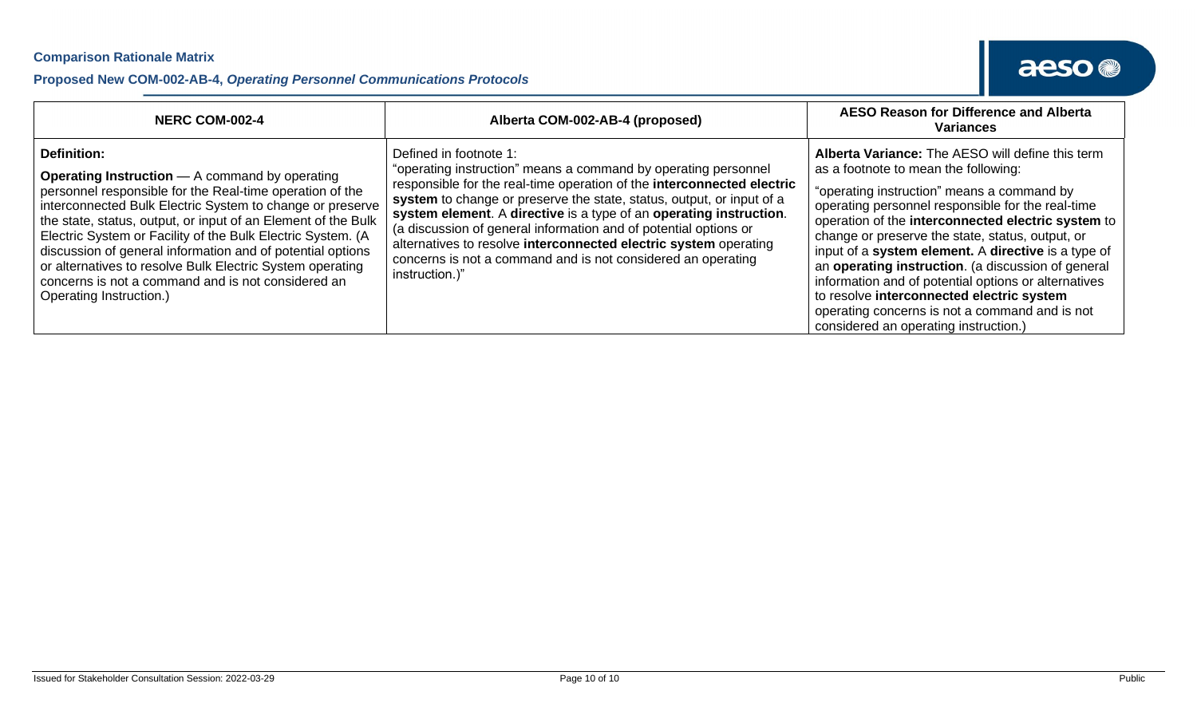| NERC COM-002-4 | Alberta COM-002-AB-4 (proposed) | AESO Reason for Difference and Alberta Variances |
| --- | --- | --- |
| **Definition:**<br><br>**Operating Instruction** — A command by operating personnel responsible for the Real-time operation of the interconnected Bulk Electric System to change or preserve the state, status, output, or input of an Element of the Bulk Electric System or Facility of the Bulk Electric System. (A discussion of general information and of potential options or alternatives to resolve Bulk Electric System operating concerns is not a command and is not considered an Operating Instruction.) | Defined in footnote 1:<br>"operating instruction" means a command by operating personnel responsible for the real-time operation of the **interconnected electric system** to change or preserve the state, status, output, or input of a **system element**. A **directive** is a type of an **operating instruction**. (a discussion of general information and of potential options or alternatives to resolve **interconnected electric system** operating concerns is not a command and is not considered an operating instruction.)" | **Alberta Variance:** The AESO will define this term as a footnote to mean the following:<br><br>"operating instruction" means a command by operating personnel responsible for the real-time operation of the **interconnected electric system** to change or preserve the state, status, output, or input of a **system element.** A **directive** is a type of an **operating instruction**. (a discussion of general information and of potential options or alternatives to resolve **interconnected electric system** operating concerns is not a command and is not considered an operating instruction.) |